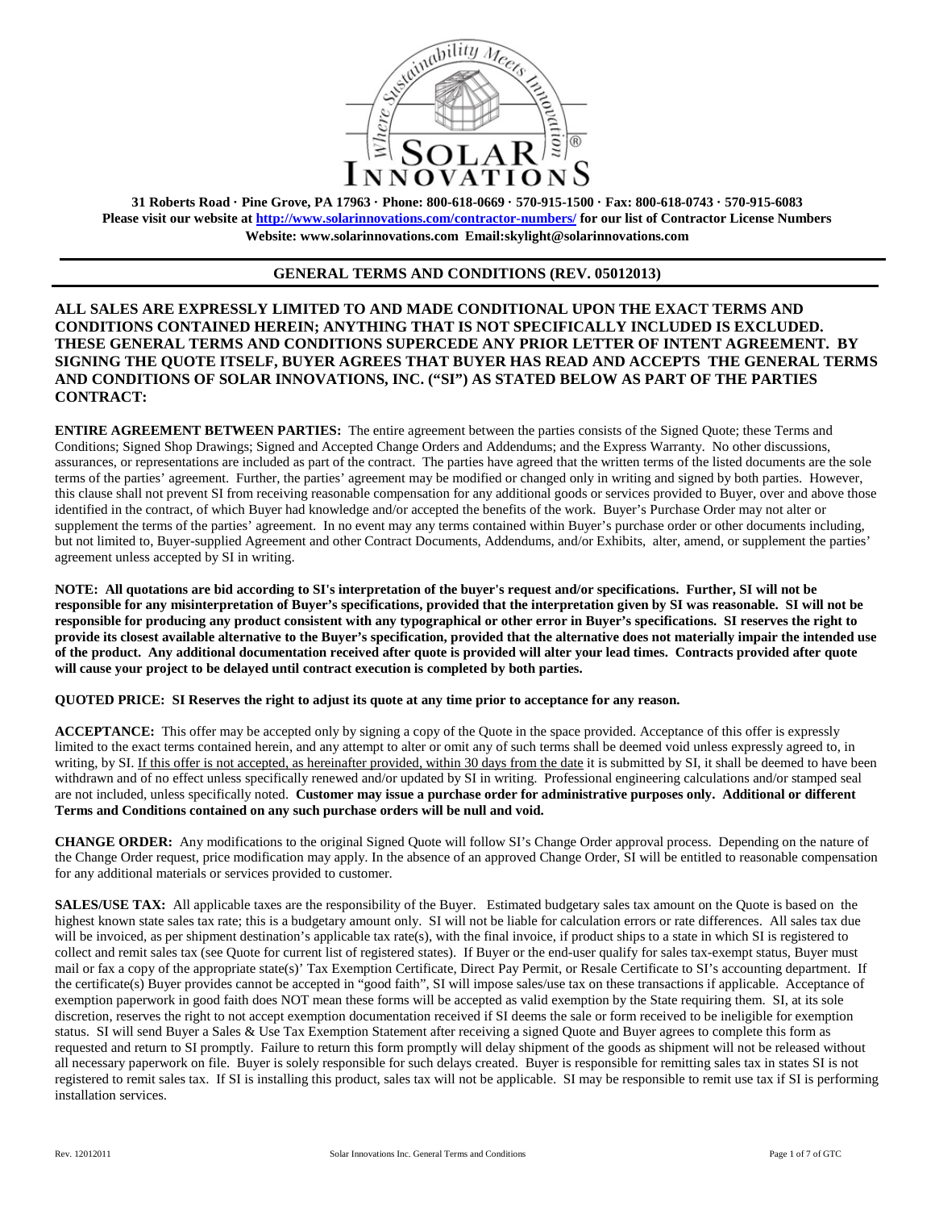**31 Roberts Road · Pine Grove, PA 17963 · Phone: 800-618-0669 · 570-915-1500 · Fax: 800-618-0743 · 570-915-6083**
**Please visit our website at [http://www.solarinnovations.com/contractor-numbers/](http://www.solarinnovations.com/contractor-numbers/) for our list of Contractor License Numbers**
**Website: www.solarinnovations.com Email:skylight@solarinnovations.com**

## GENERAL TERMS AND CONDITIONS (REV. 05012013)

**ALL SALES ARE EXPRESSLY LIMITED TO AND MADE CONDITIONAL UPON THE EXACT TERMS AND CONDITIONS CONTAINED HEREIN; ANYTHING THAT IS NOT SPECIFICALLY INCLUDED IS EXCLUDED. THESE GENERAL TERMS AND CONDITIONS SUPERCEDE ANY PRIOR LETTER OF INTENT AGREEMENT. BY SIGNING THE QUOTE ITSELF, BUYER AGREES THAT BUYER HAS READ AND ACCEPTS THE GENERAL TERMS AND CONDITIONS OF SOLAR INNOVATIONS, INC. ("SI") AS STATED BELOW AS PART OF THE PARTIES CONTRACT:**

**ENTIRE AGREEMENT BETWEEN PARTIES:** The entire agreement between the parties consists of the Signed Quote; these Terms and Conditions; Signed Shop Drawings; Signed and Accepted Change Orders and Addendums; and the Express Warranty. No other discussions, assurances, or representations are included as part of the contract. The parties have agreed that the written terms of the listed documents are the sole terms of the parties' agreement. Further, the parties' agreement may be modified or changed only in writing and signed by both parties. However, this clause shall not prevent SI from receiving reasonable compensation for any additional goods or services provided to Buyer, over and above those identified in the contract, of which Buyer had knowledge and/or accepted the benefits of the work. Buyer's Purchase Order may not alter or supplement the terms of the parties' agreement. In no event may any terms contained within Buyer's purchase order or other documents including, but not limited to, Buyer-supplied Agreement and other Contract Documents, Addendums, and/or Exhibits, alter, amend, or supplement the parties' agreement unless accepted by SI in writing.

**NOTE: All quotations are bid according to SI's interpretation of the buyer's request and/or specifications. Further, SI will not be responsible for any misinterpretation of Buyer's specifications, provided that the interpretation given by SI was reasonable. SI will not be responsible for producing any product consistent with any typographical or other error in Buyer's specifications. SI reserves the right to provide its closest available alternative to the Buyer's specification, provided that the alternative does not materially impair the intended use of the product. Any additional documentation received after quote is provided will alter your lead times. Contracts provided after quote will cause your project to be delayed until contract execution is completed by both parties.**

**QUOTED PRICE: SI Reserves the right to adjust its quote at any time prior to acceptance for any reason.**

**ACCEPTANCE:** This offer may be accepted only by signing a copy of the Quote in the space provided. Acceptance of this offer is expressly limited to the exact terms contained herein, and any attempt to alter or omit any of such terms shall be deemed void unless expressly agreed to, in writing, by SI. If this offer is not accepted, as hereinafter provided, within 30 days from the date it is submitted by SI, it shall be deemed to have been withdrawn and of no effect unless specifically renewed and/or updated by SI in writing. Professional engineering calculations and/or stamped seal are not included, unless specifically noted. **Customer may issue a purchase order for administrative purposes only. Additional or different Terms and Conditions contained on any such purchase orders will be null and void.**

**CHANGE ORDER:** Any modifications to the original Signed Quote will follow SI's Change Order approval process. Depending on the nature of the Change Order request, price modification may apply. In the absence of an approved Change Order, SI will be entitled to reasonable compensation for any additional materials or services provided to customer.

**SALES/USE TAX:** All applicable taxes are the responsibility of the Buyer. Estimated budgetary sales tax amount on the Quote is based on the highest known state sales tax rate; this is a budgetary amount only. SI will not be liable for calculation errors or rate differences. All sales tax due will be invoiced, as per shipment destination's applicable tax rate(s), with the final invoice, if product ships to a state in which SI is registered to collect and remit sales tax (see Quote for current list of registered states). If Buyer or the end-user qualify for sales tax-exempt status, Buyer must mail or fax a copy of the appropriate state(s)' Tax Exemption Certificate, Direct Pay Permit, or Resale Certificate to SI's accounting department. If the certificate(s) Buyer provides cannot be accepted in "good faith", SI will impose sales/use tax on these transactions if applicable. Acceptance of exemption paperwork in good faith does NOT mean these forms will be accepted as valid exemption by the State requiring them. SI, at its sole discretion, reserves the right to not accept exemption documentation received if SI deems the sale or form received to be ineligible for exemption status. SI will send Buyer a Sales & Use Tax Exemption Statement after receiving a signed Quote and Buyer agrees to complete this form as requested and return to SI promptly. Failure to return this form promptly will delay shipment of the goods as shipment will not be released without all necessary paperwork on file. Buyer is solely responsible for such delays created. Buyer is responsible for remitting sales tax in states SI is not registered to remit sales tax. If SI is installing this product, sales tax will not be applicable. SI may be responsible to remit use tax if SI is performing installation services.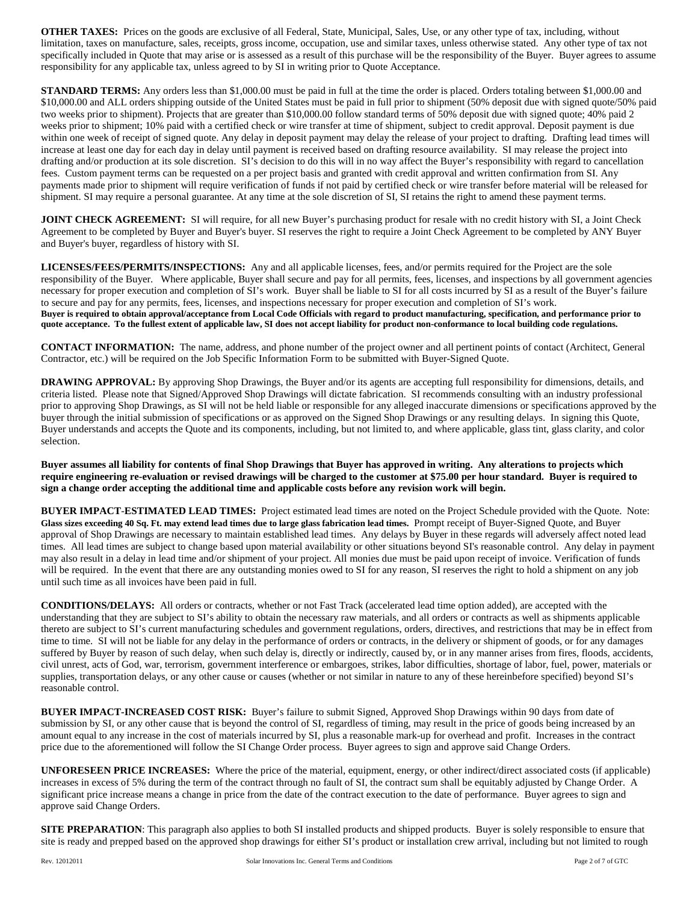**OTHER TAXES:** Prices on the goods are exclusive of all Federal, State, Municipal, Sales, Use, or any other type of tax, including, without limitation, taxes on manufacture, sales, receipts, gross income, occupation, use and similar taxes, unless otherwise stated. Any other type of tax not specifically included in Quote that may arise or is assessed as a result of this purchase will be the responsibility of the Buyer. Buyer agrees to assume responsibility for any applicable tax, unless agreed to by SI in writing prior to Quote Acceptance.

**STANDARD TERMS:** Any orders less than $1,000.00 must be paid in full at the time the order is placed. Orders totaling between $1,000.00 and $10,000.00 and ALL orders shipping outside of the United States must be paid in full prior to shipment (50% deposit due with signed quote/50% paid two weeks prior to shipment). Projects that are greater than $10,000.00 follow standard terms of 50% deposit due with signed quote; 40% paid 2 weeks prior to shipment; 10% paid with a certified check or wire transfer at time of shipment, subject to credit approval. Deposit payment is due within one week of receipt of signed quote. Any delay in deposit payment may delay the release of your project to drafting. Drafting lead times will increase at least one day for each day in delay until payment is received based on drafting resource availability. SI may release the project into drafting and/or production at its sole discretion. SI's decision to do this will in no way affect the Buyer's responsibility with regard to cancellation fees. Custom payment terms can be requested on a per project basis and granted with credit approval and written confirmation from SI. Any payments made prior to shipment will require verification of funds if not paid by certified check or wire transfer before material will be released for shipment. SI may require a personal guarantee. At any time at the sole discretion of SI, SI retains the right to amend these payment terms.

**JOINT CHECK AGREEMENT:** SI will require, for all new Buyer's purchasing product for resale with no credit history with SI, a Joint Check Agreement to be completed by Buyer and Buyer's buyer. SI reserves the right to require a Joint Check Agreement to be completed by ANY Buyer and Buyer's buyer, regardless of history with SI.

**LICENSES/FEES/PERMITS/INSPECTIONS:** Any and all applicable licenses, fees, and/or permits required for the Project are the sole responsibility of the Buyer. Where applicable, Buyer shall secure and pay for all permits, fees, licenses, and inspections by all government agencies necessary for proper execution and completion of SI's work. Buyer shall be liable to SI for all costs incurred by SI as a result of the Buyer's failure to secure and pay for any permits, fees, licenses, and inspections necessary for proper execution and completion of SI's work.
**Buyer is required to obtain approval/acceptance from Local Code Officials with regard to product manufacturing, specification, and performance prior to quote acceptance. To the fullest extent of applicable law, SI does not accept liability for product non-conformance to local building code regulations.**

**CONTACT INFORMATION:** The name, address, and phone number of the project owner and all pertinent points of contact (Architect, General Contractor, etc.) will be required on the Job Specific Information Form to be submitted with Buyer-Signed Quote.

**DRAWING APPROVAL:** By approving Shop Drawings, the Buyer and/or its agents are accepting full responsibility for dimensions, details, and criteria listed. Please note that Signed/Approved Shop Drawings will dictate fabrication. SI recommends consulting with an industry professional prior to approving Shop Drawings, as SI will not be held liable or responsible for any alleged inaccurate dimensions or specifications approved by the buyer through the initial submission of specifications or as approved on the Signed Shop Drawings or any resulting delays. In signing this Quote, Buyer understands and accepts the Quote and its components, including, but not limited to, and where applicable, glass tint, glass clarity, and color selection.

**Buyer assumes all liability for contents of final Shop Drawings that Buyer has approved in writing. Any alterations to projects which require engineering re-evaluation or revised drawings will be charged to the customer at $75.00 per hour standard. Buyer is required to sign a change order accepting the additional time and applicable costs before any revision work will begin.**

**BUYER IMPACT-ESTIMATED LEAD TIMES:** Project estimated lead times are noted on the Project Schedule provided with the Quote. Note: **Glass sizes exceeding 40 Sq. Ft. may extend lead times due to large glass fabrication lead times.** Prompt receipt of Buyer-Signed Quote, and Buyer approval of Shop Drawings are necessary to maintain established lead times. Any delays by Buyer in these regards will adversely affect noted lead times. All lead times are subject to change based upon material availability or other situations beyond SI's reasonable control. Any delay in payment may also result in a delay in lead time and/or shipment of your project. All monies due must be paid upon receipt of invoice. Verification of funds will be required. In the event that there are any outstanding monies owed to SI for any reason, SI reserves the right to hold a shipment on any job until such time as all invoices have been paid in full.

**CONDITIONS/DELAYS:** All orders or contracts, whether or not Fast Track (accelerated lead time option added), are accepted with the understanding that they are subject to SI's ability to obtain the necessary raw materials, and all orders or contracts as well as shipments applicable thereto are subject to SI's current manufacturing schedules and government regulations, orders, directives, and restrictions that may be in effect from time to time. SI will not be liable for any delay in the performance of orders or contracts, in the delivery or shipment of goods, or for any damages suffered by Buyer by reason of such delay, when such delay is, directly or indirectly, caused by, or in any manner arises from fires, floods, accidents, civil unrest, acts of God, war, terrorism, government interference or embargoes, strikes, labor difficulties, shortage of labor, fuel, power, materials or supplies, transportation delays, or any other cause or causes (whether or not similar in nature to any of these hereinbefore specified) beyond SI's reasonable control.

**BUYER IMPACT-INCREASED COST RISK:** Buyer's failure to submit Signed, Approved Shop Drawings within 90 days from date of submission by SI, or any other cause that is beyond the control of SI, regardless of timing, may result in the price of goods being increased by an amount equal to any increase in the cost of materials incurred by SI, plus a reasonable mark-up for overhead and profit. Increases in the contract price due to the aforementioned will follow the SI Change Order process. Buyer agrees to sign and approve said Change Orders.

**UNFORESEEN PRICE INCREASES:** Where the price of the material, equipment, energy, or other indirect/direct associated costs (if applicable) increases in excess of 5% during the term of the contract through no fault of SI, the contract sum shall be equitably adjusted by Change Order. A significant price increase means a change in price from the date of the contract execution to the date of performance. Buyer agrees to sign and approve said Change Orders.

**SITE PREPARATION**: This paragraph also applies to both SI installed products and shipped products. Buyer is solely responsible to ensure that site is ready and prepped based on the approved shop drawings for either SI's product or installation crew arrival, including but not limited to rough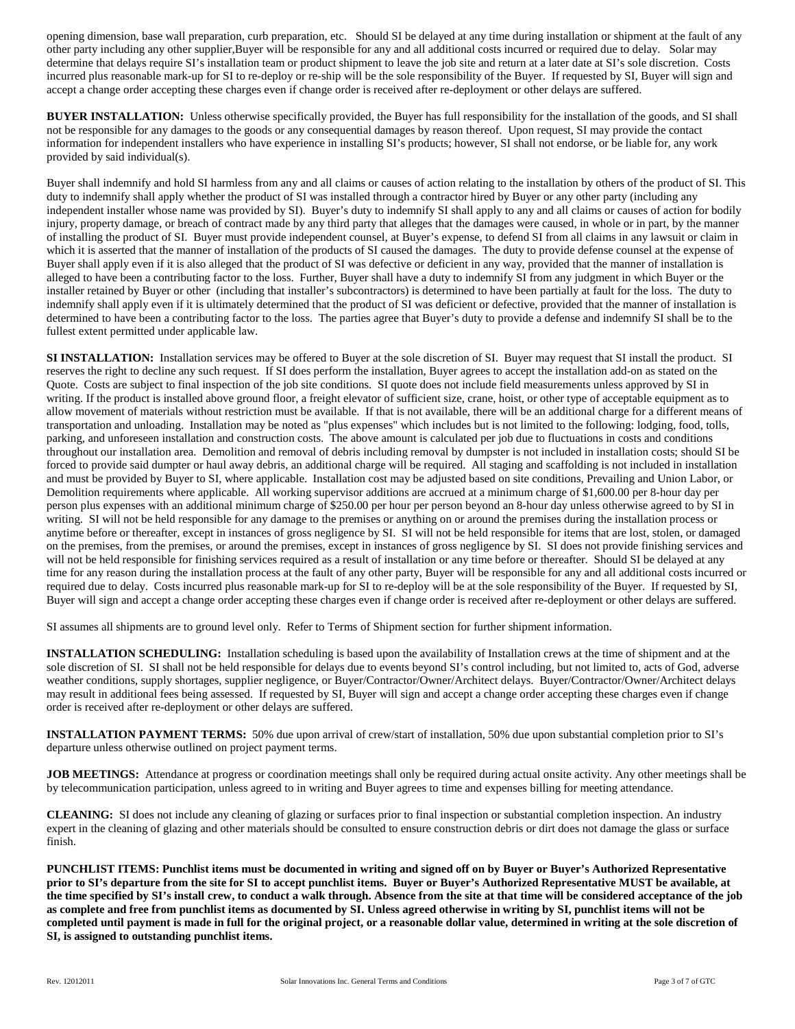opening dimension, base wall preparation, curb preparation, etc. Should SI be delayed at any time during installation or shipment at the fault of any other party including any other supplier,Buyer will be responsible for any and all additional costs incurred or required due to delay. Solar may determine that delays require SI's installation team or product shipment to leave the job site and return at a later date at SI's sole discretion. Costs incurred plus reasonable mark-up for SI to re-deploy or re-ship will be the sole responsibility of the Buyer. If requested by SI, Buyer will sign and accept a change order accepting these charges even if change order is received after re-deployment or other delays are suffered.

**BUYER INSTALLATION:** Unless otherwise specifically provided, the Buyer has full responsibility for the installation of the goods, and SI shall not be responsible for any damages to the goods or any consequential damages by reason thereof. Upon request, SI may provide the contact information for independent installers who have experience in installing SI's products; however, SI shall not endorse, or be liable for, any work provided by said individual(s).

Buyer shall indemnify and hold SI harmless from any and all claims or causes of action relating to the installation by others of the product of SI. This duty to indemnify shall apply whether the product of SI was installed through a contractor hired by Buyer or any other party (including any independent installer whose name was provided by SI). Buyer's duty to indemnify SI shall apply to any and all claims or causes of action for bodily injury, property damage, or breach of contract made by any third party that alleges that the damages were caused, in whole or in part, by the manner of installing the product of SI. Buyer must provide independent counsel, at Buyer's expense, to defend SI from all claims in any lawsuit or claim in which it is asserted that the manner of installation of the products of SI caused the damages. The duty to provide defense counsel at the expense of Buyer shall apply even if it is also alleged that the product of SI was defective or deficient in any way, provided that the manner of installation is alleged to have been a contributing factor to the loss. Further, Buyer shall have a duty to indemnify SI from any judgment in which Buyer or the installer retained by Buyer or other (including that installer's subcontractors) is determined to have been partially at fault for the loss. The duty to indemnify shall apply even if it is ultimately determined that the product of SI was deficient or defective, provided that the manner of installation is determined to have been a contributing factor to the loss. The parties agree that Buyer's duty to provide a defense and indemnify SI shall be to the fullest extent permitted under applicable law.

**SI INSTALLATION:** Installation services may be offered to Buyer at the sole discretion of SI. Buyer may request that SI install the product. SI reserves the right to decline any such request. If SI does perform the installation, Buyer agrees to accept the installation add-on as stated on the Quote. Costs are subject to final inspection of the job site conditions. SI quote does not include field measurements unless approved by SI in writing. If the product is installed above ground floor, a freight elevator of sufficient size, crane, hoist, or other type of acceptable equipment as to allow movement of materials without restriction must be available. If that is not available, there will be an additional charge for a different means of transportation and unloading. Installation may be noted as "plus expenses" which includes but is not limited to the following: lodging, food, tolls, parking, and unforeseen installation and construction costs. The above amount is calculated per job due to fluctuations in costs and conditions throughout our installation area. Demolition and removal of debris including removal by dumpster is not included in installation costs; should SI be forced to provide said dumpter or haul away debris, an additional charge will be required. All staging and scaffolding is not included in installation and must be provided by Buyer to SI, where applicable. Installation cost may be adjusted based on site conditions, Prevailing and Union Labor, or Demolition requirements where applicable. All working supervisor additions are accrued at a minimum charge of $1,600.00 per 8-hour day per person plus expenses with an additional minimum charge of $250.00 per hour per person beyond an 8-hour day unless otherwise agreed to by SI in writing. SI will not be held responsible for any damage to the premises or anything on or around the premises during the installation process or anytime before or thereafter, except in instances of gross negligence by SI. SI will not be held responsible for items that are lost, stolen, or damaged on the premises, from the premises, or around the premises, except in instances of gross negligence by SI. SI does not provide finishing services and will not be held responsible for finishing services required as a result of installation or any time before or thereafter. Should SI be delayed at any time for any reason during the installation process at the fault of any other party, Buyer will be responsible for any and all additional costs incurred or required due to delay. Costs incurred plus reasonable mark-up for SI to re-deploy will be at the sole responsibility of the Buyer. If requested by SI, Buyer will sign and accept a change order accepting these charges even if change order is received after re-deployment or other delays are suffered.

SI assumes all shipments are to ground level only. Refer to Terms of Shipment section for further shipment information.

**INSTALLATION SCHEDULING:** Installation scheduling is based upon the availability of Installation crews at the time of shipment and at the sole discretion of SI. SI shall not be held responsible for delays due to events beyond SI's control including, but not limited to, acts of God, adverse weather conditions, supply shortages, supplier negligence, or Buyer/Contractor/Owner/Architect delays. Buyer/Contractor/Owner/Architect delays may result in additional fees being assessed. If requested by SI, Buyer will sign and accept a change order accepting these charges even if change order is received after re-deployment or other delays are suffered.

**INSTALLATION PAYMENT TERMS:** 50% due upon arrival of crew/start of installation, 50% due upon substantial completion prior to SI's departure unless otherwise outlined on project payment terms.

**JOB MEETINGS:** Attendance at progress or coordination meetings shall only be required during actual onsite activity. Any other meetings shall be by telecommunication participation, unless agreed to in writing and Buyer agrees to time and expenses billing for meeting attendance.

**CLEANING:** SI does not include any cleaning of glazing or surfaces prior to final inspection or substantial completion inspection. An industry expert in the cleaning of glazing and other materials should be consulted to ensure construction debris or dirt does not damage the glass or surface finish.

**PUNCHLIST ITEMS: Punchlist items must be documented in writing and signed off on by Buyer or Buyer's Authorized Representative prior to SI's departure from the site for SI to accept punchlist items. Buyer or Buyer's Authorized Representative MUST be available, at the time specified by SI's install crew, to conduct a walk through. Absence from the site at that time will be considered acceptance of the job as complete and free from punchlist items as documented by SI. Unless agreed otherwise in writing by SI, punchlist items will not be completed until payment is made in full for the original project, or a reasonable dollar value, determined in writing at the sole discretion of SI, is assigned to outstanding punchlist items.**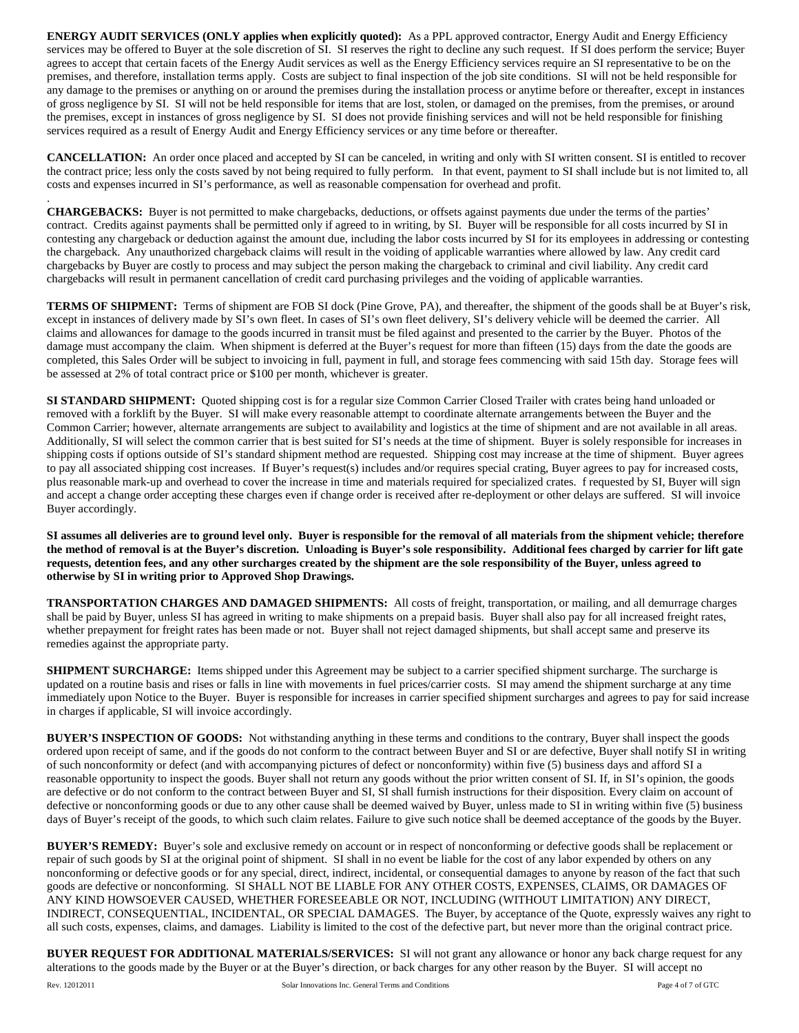**ENERGY AUDIT SERVICES (ONLY applies when explicitly quoted):** As a PPL approved contractor, Energy Audit and Energy Efficiency services may be offered to Buyer at the sole discretion of SI. SI reserves the right to decline any such request. If SI does perform the service; Buyer agrees to accept that certain facets of the Energy Audit services as well as the Energy Efficiency services require an SI representative to be on the premises, and therefore, installation terms apply. Costs are subject to final inspection of the job site conditions. SI will not be held responsible for any damage to the premises or anything on or around the premises during the installation process or anytime before or thereafter, except in instances of gross negligence by SI. SI will not be held responsible for items that are lost, stolen, or damaged on the premises, from the premises, or around the premises, except in instances of gross negligence by SI. SI does not provide finishing services and will not be held responsible for finishing services required as a result of Energy Audit and Energy Efficiency services or any time before or thereafter.

**CANCELLATION:** An order once placed and accepted by SI can be canceled, in writing and only with SI written consent. SI is entitled to recover the contract price; less only the costs saved by not being required to fully perform. In that event, payment to SI shall include but is not limited to, all costs and expenses incurred in SI's performance, as well as reasonable compensation for overhead and profit.
.
**CHARGEBACKS:** Buyer is not permitted to make chargebacks, deductions, or offsets against payments due under the terms of the parties' contract. Credits against payments shall be permitted only if agreed to in writing, by SI. Buyer will be responsible for all costs incurred by SI in contesting any chargeback or deduction against the amount due, including the labor costs incurred by SI for its employees in addressing or contesting the chargeback. Any unauthorized chargeback claims will result in the voiding of applicable warranties where allowed by law. Any credit card chargebacks by Buyer are costly to process and may subject the person making the chargeback to criminal and civil liability. Any credit card chargebacks will result in permanent cancellation of credit card purchasing privileges and the voiding of applicable warranties.

**TERMS OF SHIPMENT:** Terms of shipment are FOB SI dock (Pine Grove, PA), and thereafter, the shipment of the goods shall be at Buyer's risk, except in instances of delivery made by SI's own fleet. In cases of SI's own fleet delivery, SI's delivery vehicle will be deemed the carrier. All claims and allowances for damage to the goods incurred in transit must be filed against and presented to the carrier by the Buyer. Photos of the damage must accompany the claim. When shipment is deferred at the Buyer's request for more than fifteen (15) days from the date the goods are completed, this Sales Order will be subject to invoicing in full, payment in full, and storage fees commencing with said 15th day. Storage fees will be assessed at 2% of total contract price or $100 per month, whichever is greater.

**SI STANDARD SHIPMENT:** Quoted shipping cost is for a regular size Common Carrier Closed Trailer with crates being hand unloaded or removed with a forklift by the Buyer. SI will make every reasonable attempt to coordinate alternate arrangements between the Buyer and the Common Carrier; however, alternate arrangements are subject to availability and logistics at the time of shipment and are not available in all areas. Additionally, SI will select the common carrier that is best suited for SI's needs at the time of shipment. Buyer is solely responsible for increases in shipping costs if options outside of SI's standard shipment method are requested. Shipping cost may increase at the time of shipment. Buyer agrees to pay all associated shipping cost increases. If Buyer's request(s) includes and/or requires special crating, Buyer agrees to pay for increased costs, plus reasonable mark-up and overhead to cover the increase in time and materials required for specialized crates. f requested by SI, Buyer will sign and accept a change order accepting these charges even if change order is received after re-deployment or other delays are suffered. SI will invoice Buyer accordingly.

**SI assumes all deliveries are to ground level only. Buyer is responsible for the removal of all materials from the shipment vehicle; therefore the method of removal is at the Buyer's discretion. Unloading is Buyer's sole responsibility. Additional fees charged by carrier for lift gate requests, detention fees, and any other surcharges created by the shipment are the sole responsibility of the Buyer, unless agreed to otherwise by SI in writing prior to Approved Shop Drawings.**

**TRANSPORTATION CHARGES AND DAMAGED SHIPMENTS:** All costs of freight, transportation, or mailing, and all demurrage charges shall be paid by Buyer, unless SI has agreed in writing to make shipments on a prepaid basis. Buyer shall also pay for all increased freight rates, whether prepayment for freight rates has been made or not. Buyer shall not reject damaged shipments, but shall accept same and preserve its remedies against the appropriate party.

**SHIPMENT SURCHARGE:** Items shipped under this Agreement may be subject to a carrier specified shipment surcharge. The surcharge is updated on a routine basis and rises or falls in line with movements in fuel prices/carrier costs. SI may amend the shipment surcharge at any time immediately upon Notice to the Buyer. Buyer is responsible for increases in carrier specified shipment surcharges and agrees to pay for said increase in charges if applicable, SI will invoice accordingly.

**BUYER'S INSPECTION OF GOODS:** Not withstanding anything in these terms and conditions to the contrary, Buyer shall inspect the goods ordered upon receipt of same, and if the goods do not conform to the contract between Buyer and SI or are defective, Buyer shall notify SI in writing of such nonconformity or defect (and with accompanying pictures of defect or nonconformity) within five (5) business days and afford SI a reasonable opportunity to inspect the goods. Buyer shall not return any goods without the prior written consent of SI. If, in SI's opinion, the goods are defective or do not conform to the contract between Buyer and SI, SI shall furnish instructions for their disposition. Every claim on account of defective or nonconforming goods or due to any other cause shall be deemed waived by Buyer, unless made to SI in writing within five (5) business days of Buyer's receipt of the goods, to which such claim relates. Failure to give such notice shall be deemed acceptance of the goods by the Buyer.

**BUYER'S REMEDY:** Buyer's sole and exclusive remedy on account or in respect of nonconforming or defective goods shall be replacement or repair of such goods by SI at the original point of shipment. SI shall in no event be liable for the cost of any labor expended by others on any nonconforming or defective goods or for any special, direct, indirect, incidental, or consequential damages to anyone by reason of the fact that such goods are defective or nonconforming. SI SHALL NOT BE LIABLE FOR ANY OTHER COSTS, EXPENSES, CLAIMS, OR DAMAGES OF ANY KIND HOWSOEVER CAUSED, WHETHER FORESEEABLE OR NOT, INCLUDING (WITHOUT LIMITATION) ANY DIRECT, INDIRECT, CONSEQUENTIAL, INCIDENTAL, OR SPECIAL DAMAGES. The Buyer, by acceptance of the Quote, expressly waives any right to all such costs, expenses, claims, and damages. Liability is limited to the cost of the defective part, but never more than the original contract price.

**BUYER REQUEST FOR ADDITIONAL MATERIALS/SERVICES:** SI will not grant any allowance or honor any back charge request for any alterations to the goods made by the Buyer or at the Buyer's direction, or back charges for any other reason by the Buyer. SI will accept no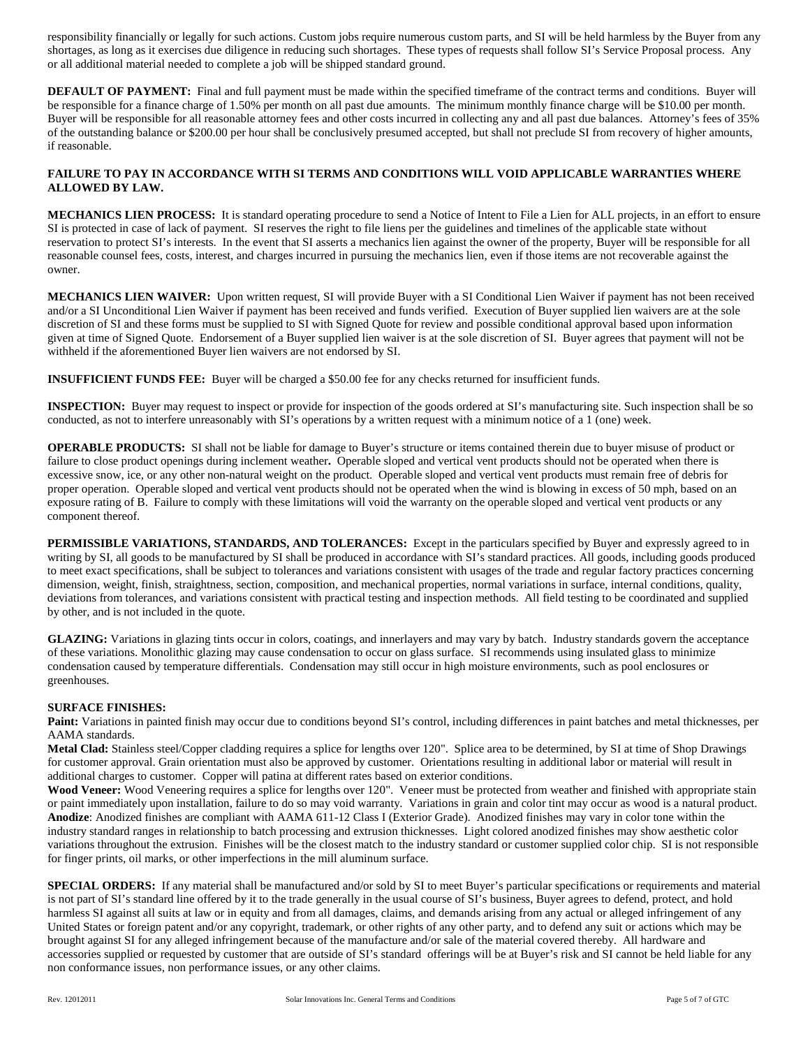responsibility financially or legally for such actions. Custom jobs require numerous custom parts, and SI will be held harmless by the Buyer from any shortages, as long as it exercises due diligence in reducing such shortages. These types of requests shall follow SI's Service Proposal process. Any or all additional material needed to complete a job will be shipped standard ground.

**DEFAULT OF PAYMENT:** Final and full payment must be made within the specified timeframe of the contract terms and conditions. Buyer will be responsible for a finance charge of 1.50% per month on all past due amounts. The minimum monthly finance charge will be $10.00 per month. Buyer will be responsible for all reasonable attorney fees and other costs incurred in collecting any and all past due balances. Attorney's fees of 35% of the outstanding balance or $200.00 per hour shall be conclusively presumed accepted, but shall not preclude SI from recovery of higher amounts, if reasonable.

**FAILURE TO PAY IN ACCORDANCE WITH SI TERMS AND CONDITIONS WILL VOID APPLICABLE WARRANTIES WHERE ALLOWED BY LAW.**

**MECHANICS LIEN PROCESS:** It is standard operating procedure to send a Notice of Intent to File a Lien for ALL projects, in an effort to ensure SI is protected in case of lack of payment. SI reserves the right to file liens per the guidelines and timelines of the applicable state without reservation to protect SI's interests. In the event that SI asserts a mechanics lien against the owner of the property, Buyer will be responsible for all reasonable counsel fees, costs, interest, and charges incurred in pursuing the mechanics lien, even if those items are not recoverable against the owner.

**MECHANICS LIEN WAIVER:** Upon written request, SI will provide Buyer with a SI Conditional Lien Waiver if payment has not been received and/or a SI Unconditional Lien Waiver if payment has been received and funds verified. Execution of Buyer supplied lien waivers are at the sole discretion of SI and these forms must be supplied to SI with Signed Quote for review and possible conditional approval based upon information given at time of Signed Quote. Endorsement of a Buyer supplied lien waiver is at the sole discretion of SI. Buyer agrees that payment will not be withheld if the aforementioned Buyer lien waivers are not endorsed by SI.

**INSUFFICIENT FUNDS FEE:** Buyer will be charged a $50.00 fee for any checks returned for insufficient funds.

**INSPECTION:** Buyer may request to inspect or provide for inspection of the goods ordered at SI's manufacturing site. Such inspection shall be so conducted, as not to interfere unreasonably with SI's operations by a written request with a minimum notice of a 1 (one) week.

**OPERABLE PRODUCTS:** SI shall not be liable for damage to Buyer's structure or items contained therein due to buyer misuse of product or failure to close product openings during inclement weather**.** Operable sloped and vertical vent products should not be operated when there is excessive snow, ice, or any other non-natural weight on the product. Operable sloped and vertical vent products must remain free of debris for proper operation. Operable sloped and vertical vent products should not be operated when the wind is blowing in excess of 50 mph, based on an exposure rating of B. Failure to comply with these limitations will void the warranty on the operable sloped and vertical vent products or any component thereof.

**PERMISSIBLE VARIATIONS, STANDARDS, AND TOLERANCES:** Except in the particulars specified by Buyer and expressly agreed to in writing by SI, all goods to be manufactured by SI shall be produced in accordance with SI's standard practices. All goods, including goods produced to meet exact specifications, shall be subject to tolerances and variations consistent with usages of the trade and regular factory practices concerning dimension, weight, finish, straightness, section, composition, and mechanical properties, normal variations in surface, internal conditions, quality, deviations from tolerances, and variations consistent with practical testing and inspection methods. All field testing to be coordinated and supplied by other, and is not included in the quote.

**GLAZING:** Variations in glazing tints occur in colors, coatings, and innerlayers and may vary by batch. Industry standards govern the acceptance of these variations. Monolithic glazing may cause condensation to occur on glass surface. SI recommends using insulated glass to minimize condensation caused by temperature differentials. Condensation may still occur in high moisture environments, such as pool enclosures or greenhouses.

**SURFACE FINISHES:**
**Paint:** Variations in painted finish may occur due to conditions beyond SI's control, including differences in paint batches and metal thicknesses, per AAMA standards.
**Metal Clad:** Stainless steel/Copper cladding requires a splice for lengths over 120". Splice area to be determined, by SI at time of Shop Drawings for customer approval. Grain orientation must also be approved by customer. Orientations resulting in additional labor or material will result in additional charges to customer. Copper will patina at different rates based on exterior conditions.
**Wood Veneer:** Wood Veneering requires a splice for lengths over 120". Veneer must be protected from weather and finished with appropriate stain or paint immediately upon installation, failure to do so may void warranty. Variations in grain and color tint may occur as wood is a natural product.
**Anodize**: Anodized finishes are compliant with AAMA 611-12 Class I (Exterior Grade). Anodized finishes may vary in color tone within the industry standard ranges in relationship to batch processing and extrusion thicknesses. Light colored anodized finishes may show aesthetic color variations throughout the extrusion. Finishes will be the closest match to the industry standard or customer supplied color chip. SI is not responsible for finger prints, oil marks, or other imperfections in the mill aluminum surface.

**SPECIAL ORDERS:** If any material shall be manufactured and/or sold by SI to meet Buyer's particular specifications or requirements and material is not part of SI's standard line offered by it to the trade generally in the usual course of SI's business, Buyer agrees to defend, protect, and hold harmless SI against all suits at law or in equity and from all damages, claims, and demands arising from any actual or alleged infringement of any United States or foreign patent and/or any copyright, trademark, or other rights of any other party, and to defend any suit or actions which may be brought against SI for any alleged infringement because of the manufacture and/or sale of the material covered thereby. All hardware and accessories supplied or requested by customer that are outside of SI's standard offerings will be at Buyer's risk and SI cannot be held liable for any non conformance issues, non performance issues, or any other claims.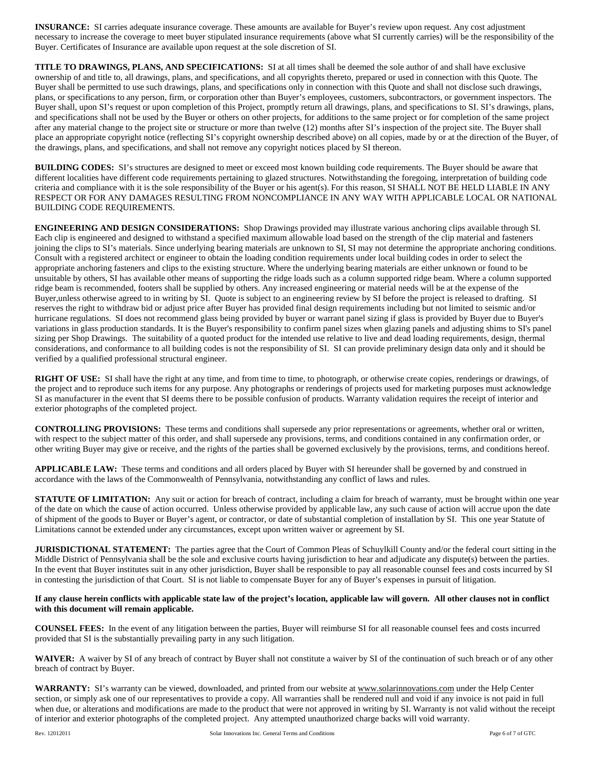**INSURANCE:** SI carries adequate insurance coverage. These amounts are available for Buyer's review upon request. Any cost adjustment necessary to increase the coverage to meet buyer stipulated insurance requirements (above what SI currently carries) will be the responsibility of the Buyer. Certificates of Insurance are available upon request at the sole discretion of SI.

**TITLE TO DRAWINGS, PLANS, AND SPECIFICATIONS:** SI at all times shall be deemed the sole author of and shall have exclusive ownership of and title to, all drawings, plans, and specifications, and all copyrights thereto, prepared or used in connection with this Quote. The Buyer shall be permitted to use such drawings, plans, and specifications only in connection with this Quote and shall not disclose such drawings, plans, or specifications to any person, firm, or corporation other than Buyer's employees, customers, subcontractors, or government inspectors. The Buyer shall, upon SI's request or upon completion of this Project, promptly return all drawings, plans, and specifications to SI. SI's drawings, plans, and specifications shall not be used by the Buyer or others on other projects, for additions to the same project or for completion of the same project after any material change to the project site or structure or more than twelve (12) months after SI's inspection of the project site. The Buyer shall place an appropriate copyright notice (reflecting SI's copyright ownership described above) on all copies, made by or at the direction of the Buyer, of the drawings, plans, and specifications, and shall not remove any copyright notices placed by SI thereon.

**BUILDING CODES:** SI's structures are designed to meet or exceed most known building code requirements. The Buyer should be aware that different localities have different code requirements pertaining to glazed structures. Notwithstanding the foregoing, interpretation of building code criteria and compliance with it is the sole responsibility of the Buyer or his agent(s). For this reason, SI SHALL NOT BE HELD LIABLE IN ANY RESPECT OR FOR ANY DAMAGES RESULTING FROM NONCOMPLIANCE IN ANY WAY WITH APPLICABLE LOCAL OR NATIONAL BUILDING CODE REQUIREMENTS.

**ENGINEERING AND DESIGN CONSIDERATIONS:** Shop Drawings provided may illustrate various anchoring clips available through SI. Each clip is engineered and designed to withstand a specified maximum allowable load based on the strength of the clip material and fasteners joining the clips to SI's materials. Since underlying bearing materials are unknown to SI, SI may not determine the appropriate anchoring conditions. Consult with a registered architect or engineer to obtain the loading condition requirements under local building codes in order to select the appropriate anchoring fasteners and clips to the existing structure. Where the underlying bearing materials are either unknown or found to be unsuitable by others, SI has available other means of supporting the ridge loads such as a column supported ridge beam. Where a column supported ridge beam is recommended, footers shall be supplied by others. Any increased engineering or material needs will be at the expense of the Buyer,unless otherwise agreed to in writing by SI. Quote is subject to an engineering review by SI before the project is released to drafting. SI reserves the right to withdraw bid or adjust price after Buyer has provided final design requirements including but not limited to seismic and/or hurricane regulations. SI does not recommend glass being provided by buyer or warrant panel sizing if glass is provided by Buyer due to Buyer's variations in glass production standards. It is the Buyer's responsibility to confirm panel sizes when glazing panels and adjusting shims to SI's panel sizing per Shop Drawings. The suitability of a quoted product for the intended use relative to live and dead loading requirements, design, thermal considerations, and conformance to all building codes is not the responsibility of SI. SI can provide preliminary design data only and it should be verified by a qualified professional structural engineer.

**RIGHT OF USE:** SI shall have the right at any time, and from time to time, to photograph, or otherwise create copies, renderings or drawings, of the project and to reproduce such items for any purpose. Any photographs or renderings of projects used for marketing purposes must acknowledge SI as manufacturer in the event that SI deems there to be possible confusion of products. Warranty validation requires the receipt of interior and exterior photographs of the completed project.

**CONTROLLING PROVISIONS:** These terms and conditions shall supersede any prior representations or agreements, whether oral or written, with respect to the subject matter of this order, and shall supersede any provisions, terms, and conditions contained in any confirmation order, or other writing Buyer may give or receive, and the rights of the parties shall be governed exclusively by the provisions, terms, and conditions hereof.

**APPLICABLE LAW:** These terms and conditions and all orders placed by Buyer with SI hereunder shall be governed by and construed in accordance with the laws of the Commonwealth of Pennsylvania, notwithstanding any conflict of laws and rules.

**STATUTE OF LIMITATION:** Any suit or action for breach of contract, including a claim for breach of warranty, must be brought within one year of the date on which the cause of action occurred. Unless otherwise provided by applicable law, any such cause of action will accrue upon the date of shipment of the goods to Buyer or Buyer's agent, or contractor, or date of substantial completion of installation by SI. This one year Statute of Limitations cannot be extended under any circumstances, except upon written waiver or agreement by SI.

**JURISDICTIONAL STATEMENT:** The parties agree that the Court of Common Pleas of Schuylkill County and/or the federal court sitting in the Middle District of Pennsylvania shall be the sole and exclusive courts having jurisdiction to hear and adjudicate any dispute(s) between the parties. In the event that Buyer institutes suit in any other jurisdiction, Buyer shall be responsible to pay all reasonable counsel fees and costs incurred by SI in contesting the jurisdiction of that Court. SI is not liable to compensate Buyer for any of Buyer's expenses in pursuit of litigation.

**If any clause herein conflicts with applicable state law of the project's location, applicable law will govern. All other clauses not in conflict with this document will remain applicable.**

**COUNSEL FEES:** In the event of any litigation between the parties, Buyer will reimburse SI for all reasonable counsel fees and costs incurred provided that SI is the substantially prevailing party in any such litigation.

**WAIVER:** A waiver by SI of any breach of contract by Buyer shall not constitute a waiver by SI of the continuation of such breach or of any other breach of contract by Buyer.

**WARRANTY:** SI's warranty can be viewed, downloaded, and printed from our website at www.solarinnovations.com under the Help Center section, or simply ask one of our representatives to provide a copy. All warranties shall be rendered null and void if any invoice is not paid in full when due, or alterations and modifications are made to the product that were not approved in writing by SI. Warranty is not valid without the receipt of interior and exterior photographs of the completed project. Any attempted unauthorized charge backs will void warranty.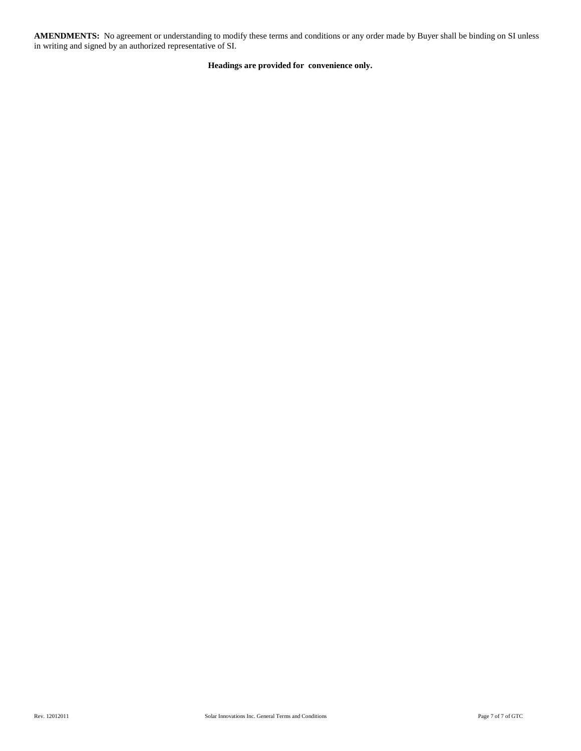**AMENDMENTS:** No agreement or understanding to modify these terms and conditions or any order made by Buyer shall be binding on SI unless in writing and signed by an authorized representative of SI.

**Headings are provided for convenience only.**